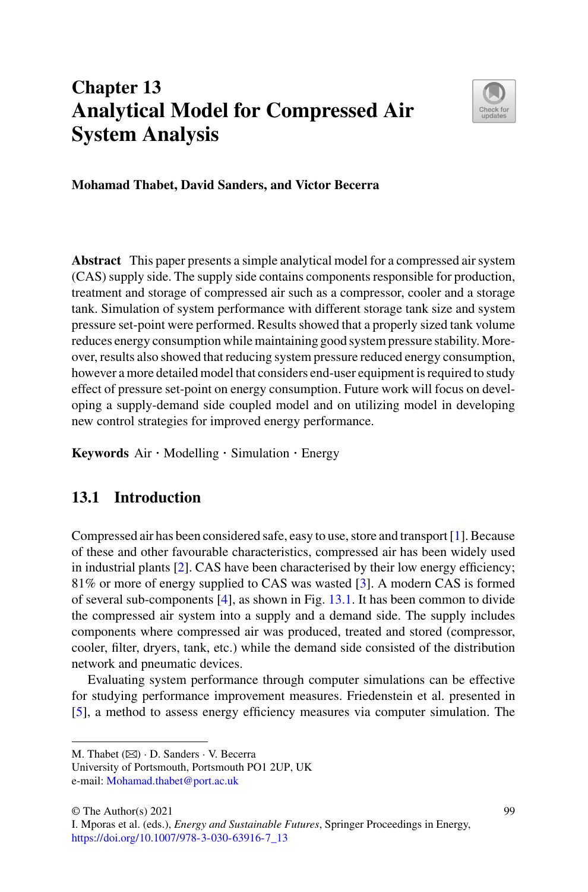# Chapter 13
# Analytical Model for Compressed Air System Analysis

**Mohamad Thabet, David Sanders, and Victor Becerra**

**Abstract** This paper presents a simple analytical model for a compressed air system (CAS) supply side. The supply side contains components responsible for production, treatment and storage of compressed air such as a compressor, cooler and a storage tank. Simulation of system performance with different storage tank size and system pressure set-point were performed. Results showed that a properly sized tank volume reduces energy consumption while maintaining good system pressure stability. Moreover, results also showed that reducing system pressure reduced energy consumption, however a more detailed model that considers end-user equipment is required to study effect of pressure set-point on energy consumption. Future work will focus on developing a supply-demand side coupled model and on utilizing model in developing new control strategies for improved energy performance.

**Keywords** Air · Modelling · Simulation · Energy

## 13.1 Introduction

Compressed air has been considered safe, easy to use, store and transport [1]. Because of these and other favourable characteristics, compressed air has been widely used in industrial plants [2]. CAS have been characterised by their low energy efficiency; 81% or more of energy supplied to CAS was wasted [3]. A modern CAS is formed of several sub-components [4], as shown in Fig. 13.1. It has been common to divide the compressed air system into a supply and a demand side. The supply includes components where compressed air was produced, treated and stored (compressor, cooler, filter, dryers, tank, etc.) while the demand side consisted of the distribution network and pneumatic devices.

Evaluating system performance through computer simulations can be effective for studying performance improvement measures. Friedenstein et al. presented in [5], a method to assess energy efficiency measures via computer simulation. The

---

M. Thabet (✉) · D. Sanders · V. Becerra
University of Portsmouth, Portsmouth PO1 2UP, UK
e-mail: Mohamad.thabet@port.ac.uk

© The Author(s) 2021
I. Mporas et al. (eds.), *Energy and Sustainable Futures*, Springer Proceedings in Energy,
https://doi.org/10.1007/978-3-030-63916-7_13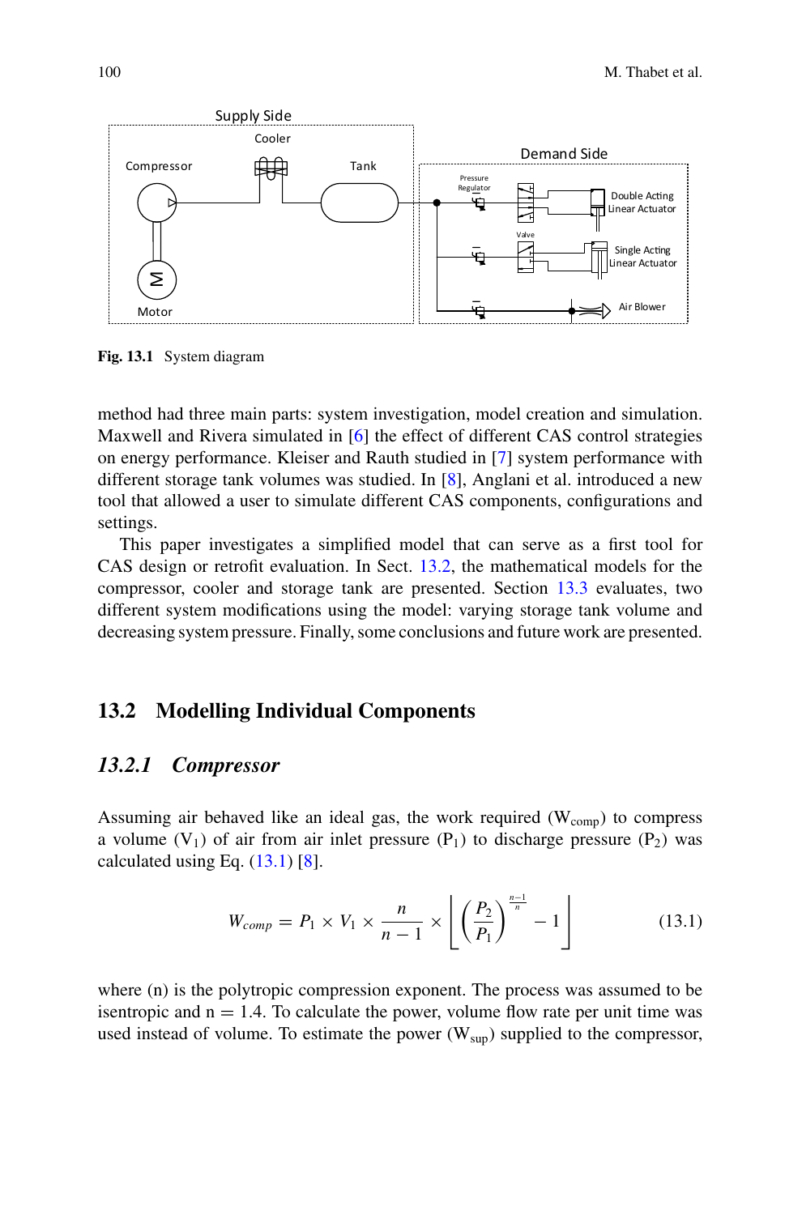Fig. 13.1 System diagram

method had three main parts: system investigation, model creation and simulation. Maxwell and Rivera simulated in [6] the effect of different CAS control strategies on energy performance. Kleiser and Rauth studied in [7] system performance with different storage tank volumes was studied. In [8], Anglani et al. introduced a new tool that allowed a user to simulate different CAS components, configurations and settings.

This paper investigates a simplified model that can serve as a first tool for CAS design or retrofit evaluation. In Sect. 13.2, the mathematical models for the compressor, cooler and storage tank are presented. Section 13.3 evaluates, two different system modifications using the model: varying storage tank volume and decreasing system pressure. Finally, some conclusions and future work are presented.

## 13.2 Modelling Individual Components

### 13.2.1 *Compressor*

Assuming air behaved like an ideal gas, the work required ($W_{comp}$) to compress a volume ($V_1$) of air from air inlet pressure ($P_1$) to discharge pressure ($P_2$) was calculated using Eq. (13.1) [8].

$$W_{comp} = P_1 \times V_1 \times \frac{n}{n-1} \times \left[ \left( \frac{P_2}{P_1} \right)^{\frac{n-1}{n}} - 1 \right] \tag{13.1}$$

where (n) is the polytropic compression exponent. The process was assumed to be isentropic and n = 1.4. To calculate the power, volume flow rate per unit time was used instead of volume. To estimate the power ($W_{sup}$) supplied to the compressor,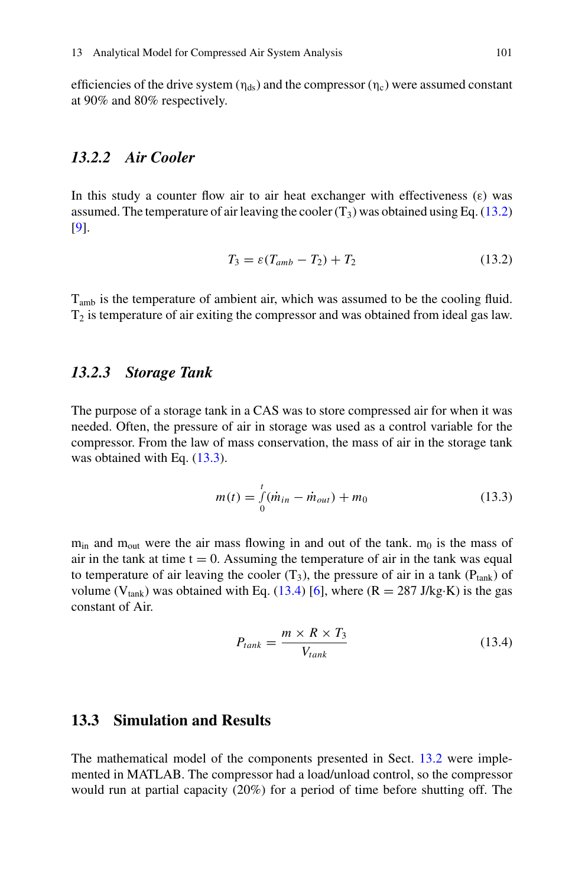efficiencies of the drive system ($\eta_{ds}$) and the compressor ($\eta_c$) were assumed constant at 90% and 80% respectively.

### 13.2.2 *Air Cooler*

In this study a counter flow air to air heat exchanger with effectiveness ($\varepsilon$) was assumed. The temperature of air leaving the cooler ($T_3$) was obtained using Eq. (13.2) [9].

$$T_3 = \varepsilon(T_{amb} - T_2) + T_2 \tag{13.2}$$

$T_{amb}$ is the temperature of ambient air, which was assumed to be the cooling fluid. $T_2$ is temperature of air exiting the compressor and was obtained from ideal gas law.

### 13.2.3 *Storage Tank*

The purpose of a storage tank in a CAS was to store compressed air for when it was needed. Often, the pressure of air in storage was used as a control variable for the compressor. From the law of mass conservation, the mass of air in the storage tank was obtained with Eq. (13.3).

$$m(t) = \int_0^t (\dot{m}_{in} - \dot{m}_{out}) + m_0 \tag{13.3}$$

$m_{in}$ and $m_{out}$ were the air mass flowing in and out of the tank. $m_0$ is the mass of air in the tank at time t = 0. Assuming the temperature of air in the tank was equal to temperature of air leaving the cooler ($T_3$), the pressure of air in a tank ($P_{tank}$) of volume ($V_{tank}$) was obtained with Eq. (13.4) [6], where (R = 287 J/kg·K) is the gas constant of Air.

$$P_{tank} = \frac{m \times R \times T_3}{V_{tank}} \tag{13.4}$$

## 13.3 Simulation and Results

The mathematical model of the components presented in Sect. 13.2 were implemented in MATLAB. The compressor had a load/unload control, so the compressor would run at partial capacity (20%) for a period of time before shutting off. The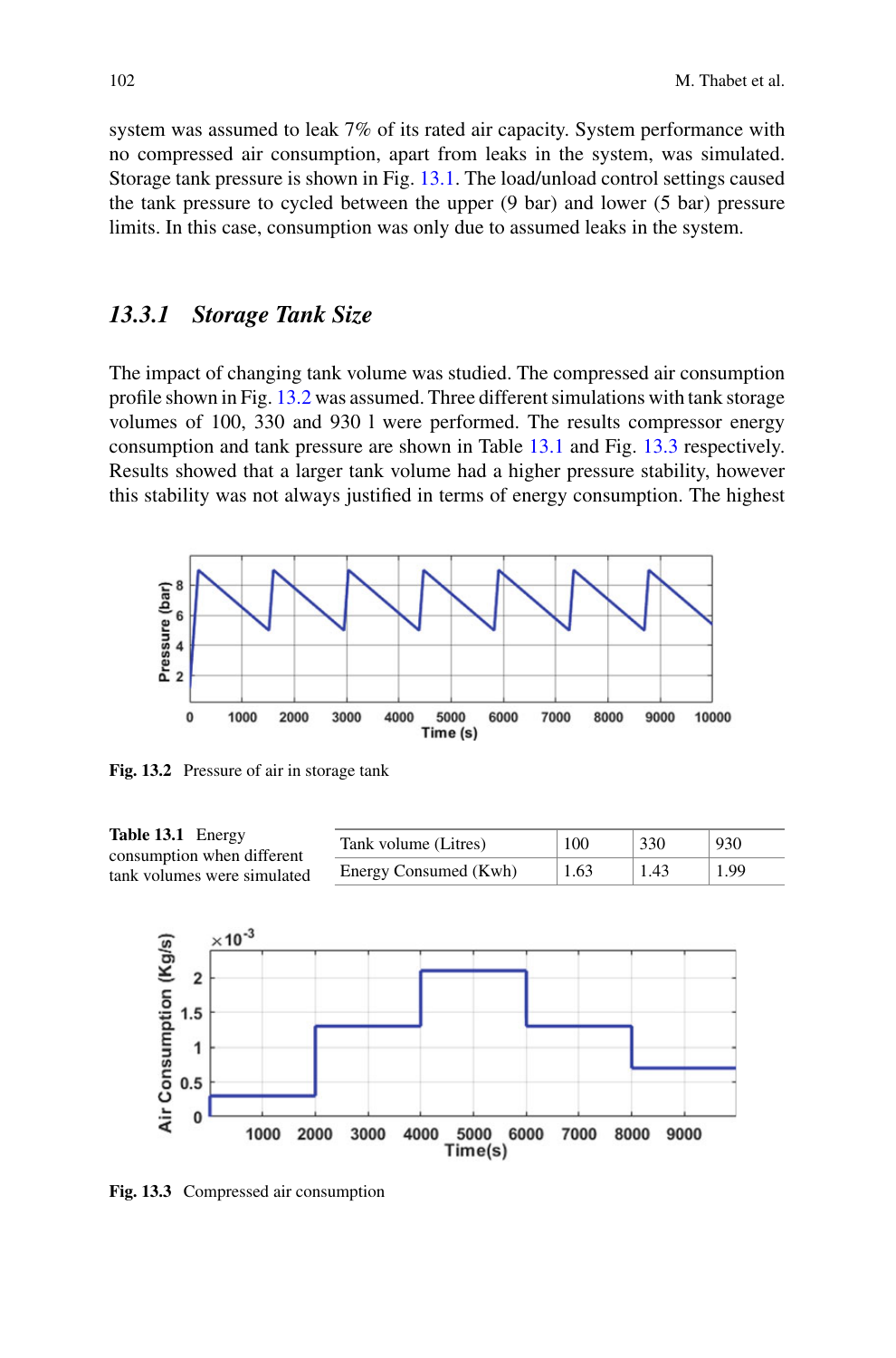system was assumed to leak 7% of its rated air capacity. System performance with no compressed air consumption, apart from leaks in the system, was simulated. Storage tank pressure is shown in Fig. 13.1. The load/unload control settings caused the tank pressure to cycled between the upper (9 bar) and lower (5 bar) pressure limits. In this case, consumption was only due to assumed leaks in the system.

### *13.3.1 Storage Tank Size*

The impact of changing tank volume was studied. The compressed air consumption profile shown in Fig. 13.2 was assumed. Three different simulations with tank storage volumes of 100, 330 and 930 l were performed. The results compressor energy consumption and tank pressure are shown in Table 13.1 and Fig. 13.3 respectively. Results showed that a larger tank volume had a higher pressure stability, however this stability was not always justified in terms of energy consumption. The highest

**Fig. 13.2** Pressure of air in storage tank

**Table 13.1** Energy consumption when different tank volumes were simulated

| Tank volume (Litres) | 100 | 330 | 930 |
|---|---|---|---|
| Energy Consumed (Kwh) | 1.63 | 1.43 | 1.99 |

**Fig. 13.3** Compressed air consumption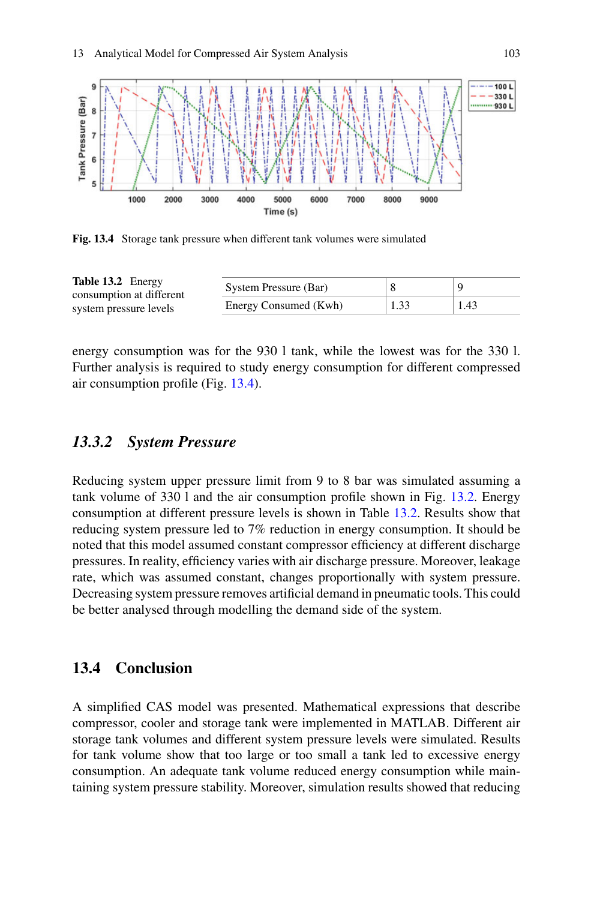Fig. 13.4 Storage tank pressure when different tank volumes were simulated

**Table 13.2** Energy consumption at different system pressure levels

| System Pressure (Bar) | 8 | 9 |
|---|---|---|
| Energy Consumed (Kwh) | 1.33 | 1.43 |

energy consumption was for the 930 l tank, while the lowest was for the 330 l. Further analysis is required to study energy consumption for different compressed air consumption profile (Fig. 13.4).

### *13.3.2 System Pressure*

Reducing system upper pressure limit from 9 to 8 bar was simulated assuming a tank volume of 330 l and the air consumption profile shown in Fig. 13.2. Energy consumption at different pressure levels is shown in Table 13.2. Results show that reducing system pressure led to 7% reduction in energy consumption. It should be noted that this model assumed constant compressor efficiency at different discharge pressures. In reality, efficiency varies with air discharge pressure. Moreover, leakage rate, which was assumed constant, changes proportionally with system pressure. Decreasing system pressure removes artificial demand in pneumatic tools. This could be better analysed through modelling the demand side of the system.

## 13.4 Conclusion

A simplified CAS model was presented. Mathematical expressions that describe compressor, cooler and storage tank were implemented in MATLAB. Different air storage tank volumes and different system pressure levels were simulated. Results for tank volume show that too large or too small a tank led to excessive energy consumption. An adequate tank volume reduced energy consumption while maintaining system pressure stability. Moreover, simulation results showed that reducing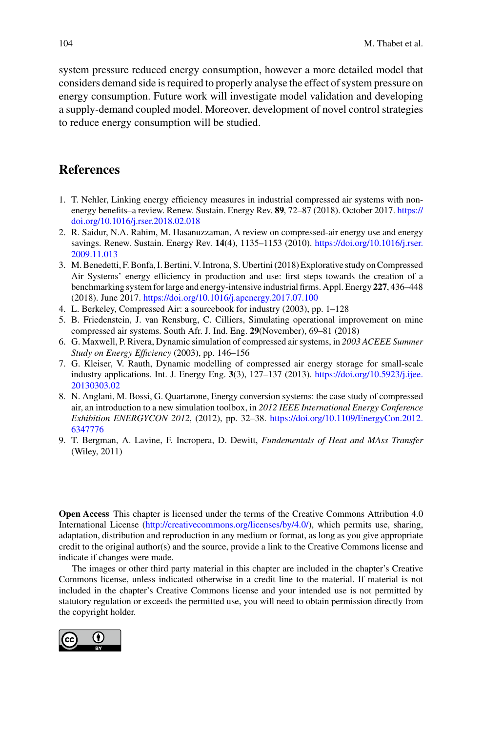system pressure reduced energy consumption, however a more detailed model that considers demand side is required to properly analyse the effect of system pressure on energy consumption. Future work will investigate model validation and developing a supply-demand coupled model. Moreover, development of novel control strategies to reduce energy consumption will be studied.

## References

1. T. Nehler, Linking energy efficiency measures in industrial compressed air systems with non-energy benefits–a review. Renew. Sustain. Energy Rev. **89**, 72–87 (2018). October 2017. https://doi.org/10.1016/j.rser.2018.02.018
2. R. Saidur, N.A. Rahim, M. Hasanuzzaman, A review on compressed-air energy use and energy savings. Renew. Sustain. Energy Rev. **14**(4), 1135–1153 (2010). https://doi.org/10.1016/j.rser.2009.11.013
3. M. Benedetti, F. Bonfa, I. Bertini, V. Introna, S. Ubertini (2018) Explorative study on Compressed Air Systems' energy efficiency in production and use: first steps towards the creation of a benchmarking system for large and energy-intensive industrial firms. Appl. Energy **227**, 436–448 (2018). June 2017. https://doi.org/10.1016/j.apenergy.2017.07.100
4. L. Berkeley, Compressed Air: a sourcebook for industry (2003), pp. 1–128
5. B. Friedenstein, J. van Rensburg, C. Cilliers, Simulating operational improvement on mine compressed air systems. South Afr. J. Ind. Eng. **29**(November), 69–81 (2018)
6. G. Maxwell, P. Rivera, Dynamic simulation of compressed air systems, in *2003 ACEEE Summer Study on Energy Efficiency* (2003), pp. 146–156
7. G. Kleiser, V. Rauth, Dynamic modelling of compressed air energy storage for small-scale industry applications. Int. J. Energy Eng. **3**(3), 127–137 (2013). https://doi.org/10.5923/j.ijee.20130303.02
8. N. Anglani, M. Bossi, G. Quartarone, Energy conversion systems: the case study of compressed air, an introduction to a new simulation toolbox, in *2012 IEEE International Energy Conference Exhibition ENERGYCON 2012*, (2012), pp. 32–38. https://doi.org/10.1109/EnergyCon.2012.6347776
9. T. Bergman, A. Lavine, F. Incropera, D. Dewitt, *Fundementals of Heat and MAss Transfer* (Wiley, 2011)

**Open Access** This chapter is licensed under the terms of the Creative Commons Attribution 4.0 International License (http://creativecommons.org/licenses/by/4.0/), which permits use, sharing, adaptation, distribution and reproduction in any medium or format, as long as you give appropriate credit to the original author(s) and the source, provide a link to the Creative Commons license and indicate if changes were made.

The images or other third party material in this chapter are included in the chapter's Creative Commons license, unless indicated otherwise in a credit line to the material. If material is not included in the chapter's Creative Commons license and your intended use is not permitted by statutory regulation or exceeds the permitted use, you will need to obtain permission directly from the copyright holder.